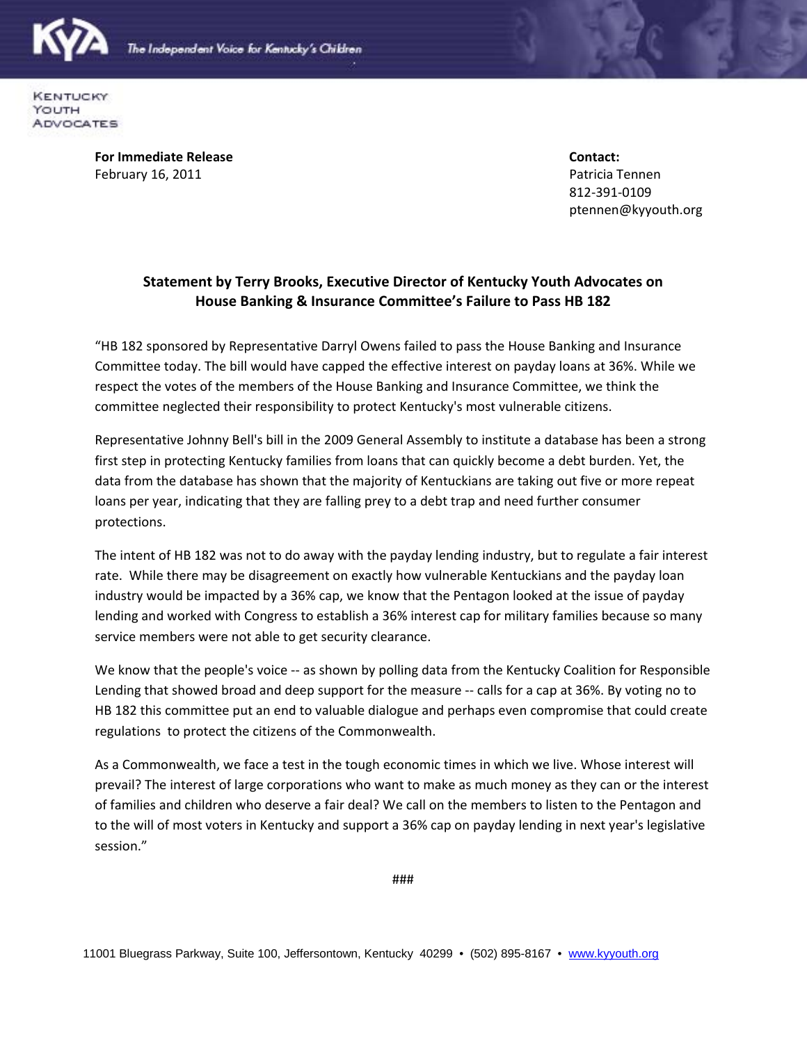The Independent Voice for Kentucky's Children

KENTUCKY YOUTH ADVOCATES

**For Immediate Release**
February 16, 2011

**Contact:**
Patricia Tennen
812-391-0109
ptennen@kyyouth.org

## Statement by Terry Brooks, Executive Director of Kentucky Youth Advocates on House Banking & Insurance Committee's Failure to Pass HB 182

"HB 182 sponsored by Representative Darryl Owens failed to pass the House Banking and Insurance Committee today. The bill would have capped the effective interest on payday loans at 36%. While we respect the votes of the members of the House Banking and Insurance Committee, we think the committee neglected their responsibility to protect Kentucky's most vulnerable citizens.

Representative Johnny Bell's bill in the 2009 General Assembly to institute a database has been a strong first step in protecting Kentucky families from loans that can quickly become a debt burden. Yet, the data from the database has shown that the majority of Kentuckians are taking out five or more repeat loans per year, indicating that they are falling prey to a debt trap and need further consumer protections.

The intent of HB 182 was not to do away with the payday lending industry, but to regulate a fair interest rate. While there may be disagreement on exactly how vulnerable Kentuckians and the payday loan industry would be impacted by a 36% cap, we know that the Pentagon looked at the issue of payday lending and worked with Congress to establish a 36% interest cap for military families because so many service members were not able to get security clearance.

We know that the people's voice -- as shown by polling data from the Kentucky Coalition for Responsible Lending that showed broad and deep support for the measure -- calls for a cap at 36%. By voting no to HB 182 this committee put an end to valuable dialogue and perhaps even compromise that could create regulations to protect the citizens of the Commonwealth.

As a Commonwealth, we face a test in the tough economic times in which we live. Whose interest will prevail? The interest of large corporations who want to make as much money as they can or the interest of families and children who deserve a fair deal? We call on the members to listen to the Pentagon and to the will of most voters in Kentucky and support a 36% cap on payday lending in next year's legislative session."

###

11001 Bluegrass Parkway, Suite 100, Jeffersontown, Kentucky 40299 • (502) 895-8167 • www.kyyouth.org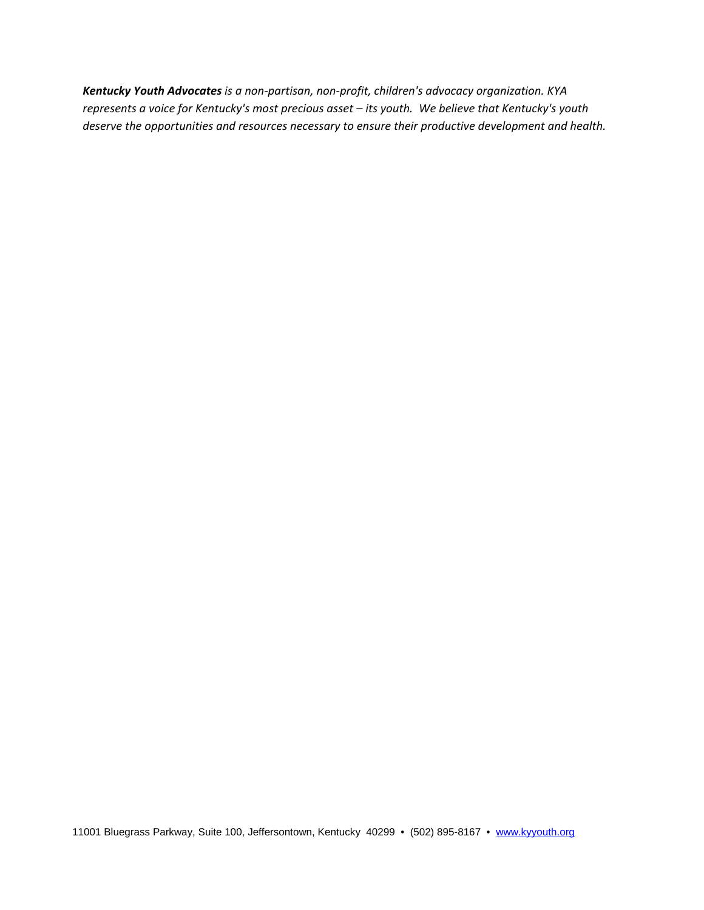***Kentucky Youth Advocates*** *is a non-partisan, non-profit, children's advocacy organization. KYA represents a voice for Kentucky's most precious asset – its youth. We believe that Kentucky's youth deserve the opportunities and resources necessary to ensure their productive development and health.*

11001 Bluegrass Parkway, Suite 100, Jeffersontown, Kentucky 40299 • (502) 895-8167 • www.kyyouth.org